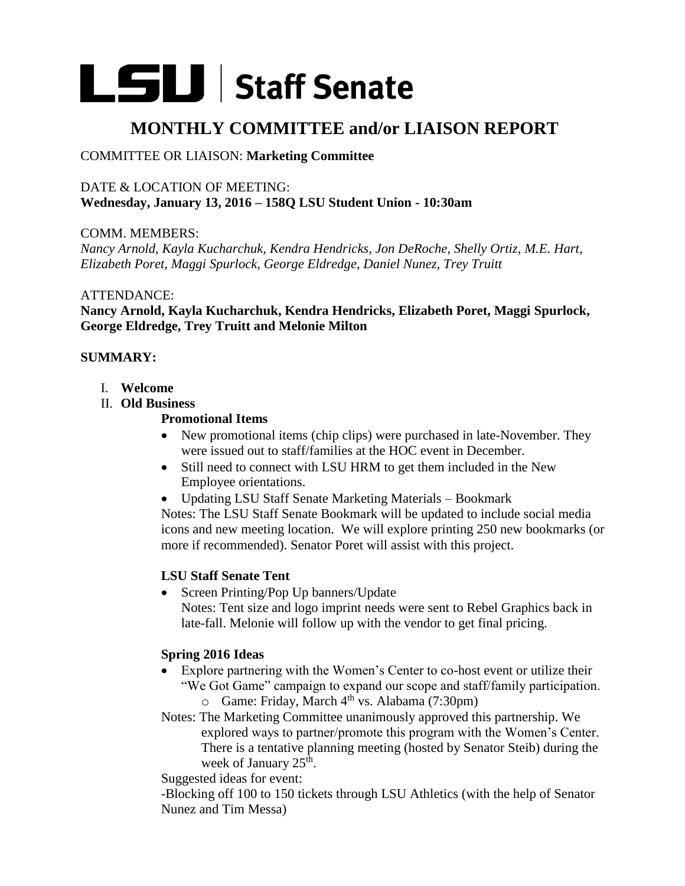# LSU | Staff Senate

## MONTHLY COMMITTEE and/or LIAISON REPORT

COMMITTEE OR LIAISON: **Marketing Committee**

DATE & LOCATION OF MEETING:
**Wednesday, January 13, 2016 – 158Q LSU Student Union - 10:30am**

COMM. MEMBERS:
*Nancy Arnold, Kayla Kucharchuk, Kendra Hendricks, Jon DeRoche, Shelly Ortiz, M.E. Hart, Elizabeth Poret, Maggi Spurlock, George Eldredge, Daniel Nunez, Trey Truitt*

ATTENDANCE:
**Nancy Arnold, Kayla Kucharchuk, Kendra Hendricks, Elizabeth Poret, Maggi Spurlock, George Eldredge, Trey Truitt and Melonie Milton**

**SUMMARY:**

I. **Welcome**

II. **Old Business**

**Promotional Items**

- New promotional items (chip clips) were purchased in late-November. They were issued out to staff/families at the HOC event in December.
- Still need to connect with LSU HRM to get them included in the New Employee orientations.
- Updating LSU Staff Senate Marketing Materials – Bookmark

Notes: The LSU Staff Senate Bookmark will be updated to include social media icons and new meeting location. We will explore printing 250 new bookmarks (or more if recommended). Senator Poret will assist with this project.

**LSU Staff Senate Tent**

- Screen Printing/Pop Up banners/Update
  Notes: Tent size and logo imprint needs were sent to Rebel Graphics back in late-fall. Melonie will follow up with the vendor to get final pricing.

**Spring 2016 Ideas**

- Explore partnering with the Women's Center to co-host event or utilize their "We Got Game" campaign to expand our scope and staff/family participation.
  - Game: Friday, March 4th vs. Alabama (7:30pm)

Notes: The Marketing Committee unanimously approved this partnership. We explored ways to partner/promote this program with the Women's Center. There is a tentative planning meeting (hosted by Senator Steib) during the week of January 25th.

Suggested ideas for event:

-Blocking off 100 to 150 tickets through LSU Athletics (with the help of Senator Nunez and Tim Messa)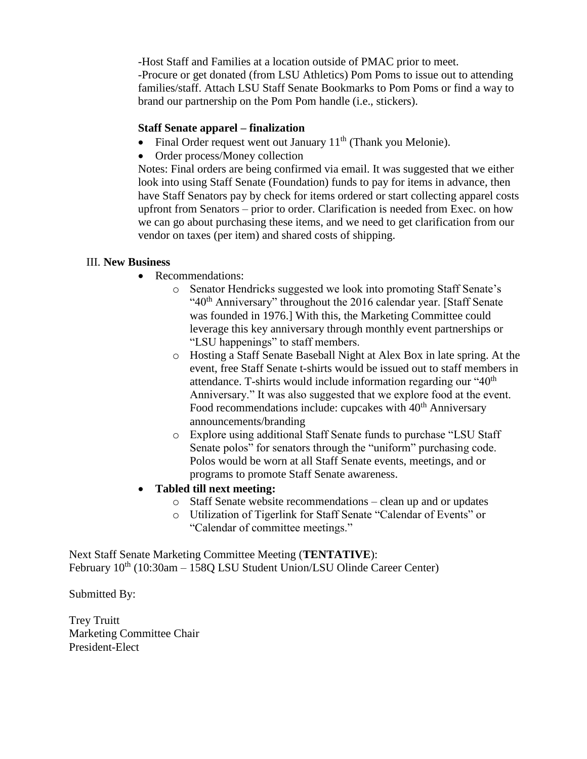-Host Staff and Families at a location outside of PMAC prior to meet.
-Procure or get donated (from LSU Athletics) Pom Poms to issue out to attending families/staff. Attach LSU Staff Senate Bookmarks to Pom Poms or find a way to brand our partnership on the Pom Pom handle (i.e., stickers).

**Staff Senate apparel – finalization**

- Final Order request went out January 11th (Thank you Melonie).
- Order process/Money collection

Notes: Final orders are being confirmed via email. It was suggested that we either look into using Staff Senate (Foundation) funds to pay for items in advance, then have Staff Senators pay by check for items ordered or start collecting apparel costs upfront from Senators – prior to order. Clarification is needed from Exec. on how we can go about purchasing these items, and we need to get clarification from our vendor on taxes (per item) and shared costs of shipping.

III. **New Business**

- Recommendations:
  - Senator Hendricks suggested we look into promoting Staff Senate's "40th Anniversary" throughout the 2016 calendar year. [Staff Senate was founded in 1976.] With this, the Marketing Committee could leverage this key anniversary through monthly event partnerships or "LSU happenings" to staff members.
  - Hosting a Staff Senate Baseball Night at Alex Box in late spring. At the event, free Staff Senate t-shirts would be issued out to staff members in attendance. T-shirts would include information regarding our "40th Anniversary." It was also suggested that we explore food at the event. Food recommendations include: cupcakes with 40th Anniversary announcements/branding
  - Explore using additional Staff Senate funds to purchase "LSU Staff Senate polos" for senators through the "uniform" purchasing code. Polos would be worn at all Staff Senate events, meetings, and or programs to promote Staff Senate awareness.
- **Tabled till next meeting:**
  - Staff Senate website recommendations – clean up and or updates
  - Utilization of Tigerlink for Staff Senate "Calendar of Events" or "Calendar of committee meetings."

Next Staff Senate Marketing Committee Meeting (**TENTATIVE**):
February 10th (10:30am – 158Q LSU Student Union/LSU Olinde Career Center)

Submitted By:

Trey Truitt
Marketing Committee Chair
President-Elect